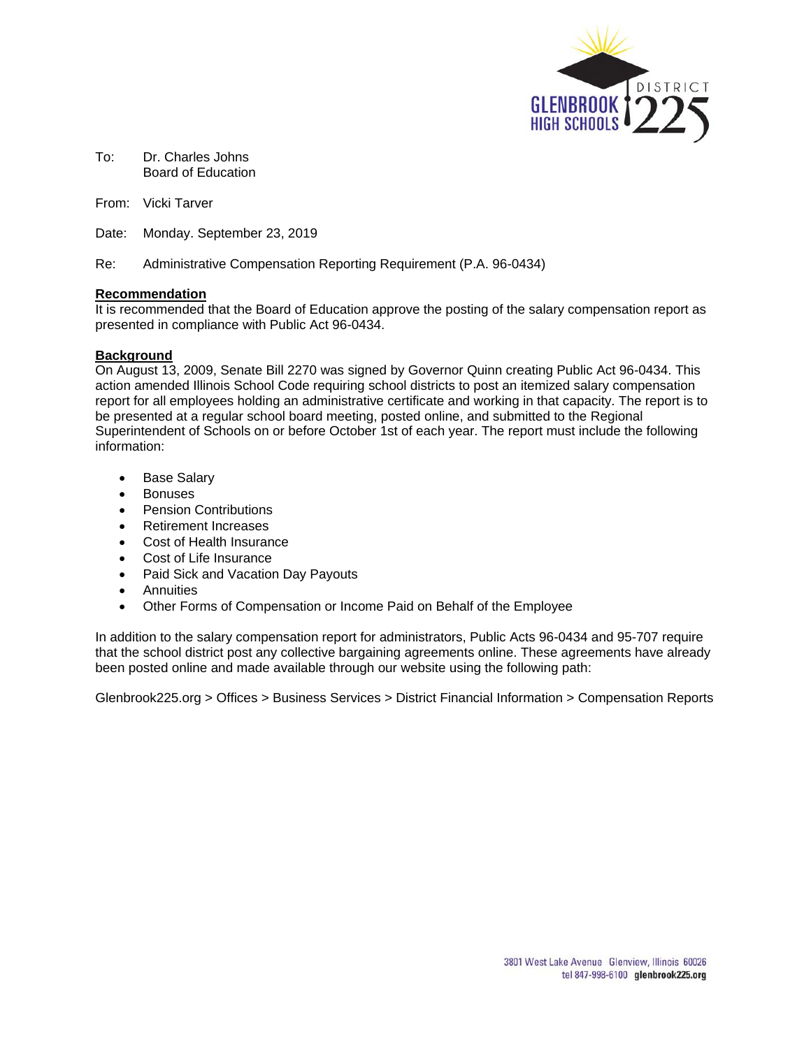To: Dr. Charles Johns
Board of Education

From: Vicki Tarver

Date: Monday. September 23, 2019

Re: Administrative Compensation Reporting Requirement (P.A. 96-0434)

**Recommendation**

It is recommended that the Board of Education approve the posting of the salary compensation report as presented in compliance with Public Act 96-0434.

**Background**

On August 13, 2009, Senate Bill 2270 was signed by Governor Quinn creating Public Act 96-0434. This action amended Illinois School Code requiring school districts to post an itemized salary compensation report for all employees holding an administrative certificate and working in that capacity. The report is to be presented at a regular school board meeting, posted online, and submitted to the Regional Superintendent of Schools on or before October 1st of each year. The report must include the following information:

- Base Salary
- Bonuses
- Pension Contributions
- Retirement Increases
- Cost of Health Insurance
- Cost of Life Insurance
- Paid Sick and Vacation Day Payouts
- Annuities
- Other Forms of Compensation or Income Paid on Behalf of the Employee

In addition to the salary compensation report for administrators, Public Acts 96-0434 and 95-707 require that the school district post any collective bargaining agreements online. These agreements have already been posted online and made available through our website using the following path:

Glenbrook225.org > Offices > Business Services > District Financial Information > Compensation Reports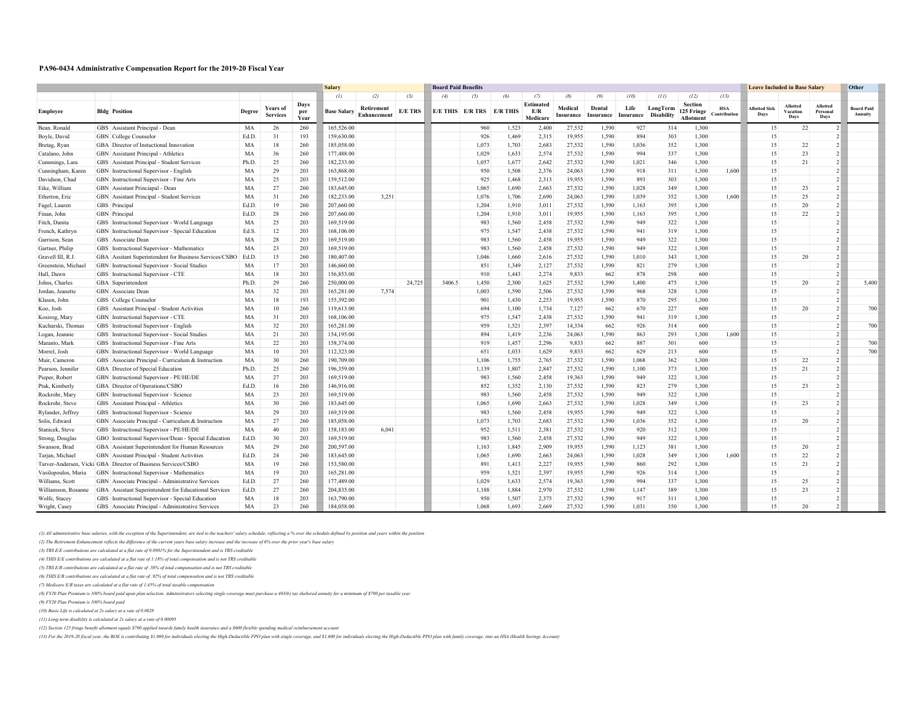## PA96-0434 Administrative Compensation Report for the 2019-20 Fiscal Year

| | | | | | | Salary | | | Board Paid Benefits | | | | | | | | | | | Leave Included in Base Salary | | | Other |
|---|---|---|---|---|---|---|---|---|---|---|---|---|---|---|---|---|---|---|---|---|---|---|---|
| | | | | | | (1) | (2) | (3) | (4) | (5) | (6) | (7) | (8) | (9) | (10) | (11) | (12) | (13) | | | | | |
| Employee | Bldg | Position | Degree | Years of Services | Days per Year | Base Salary | Retirement Enhancement | E/E TRS | E/E THIS | E/R TRS | E/R THIS | Estimated E/R Medicare | Medical Insurance | Dental Insurance | Life Insurance | LongTerm Disability | Section 125 Fringe Allotment | HSA Contribution | Allotted Sick Days | Allotted Vacation Days | Allotted Personal Days | | Board Paid Annuity |
| Bean. Ronald | GBS | Assistant Principal - Dean | MA | 26 | 260 | 165,526.00 | | | | 960 | 1,523 | 2,400 | 27,532 | 1,590 | 927 | 314 | 1,300 | | 15 | 22 | 2 | | |
| Boyle, David | GBN | College Counselor | Ed.D. | 31 | 193 | 159,630.00 | | | | 926 | 1,469 | 2,315 | 19,955 | 1,590 | 894 | 303 | 1,300 | | 15 | | 2 | | |
| Bretag, Ryan | GBA | Director of Instuctional Innovation | MA | 18 | 260 | 185,058.00 | | | | 1,073 | 1,703 | 2,683 | 27,532 | 1,590 | 1,036 | 352 | 1,300 | | 15 | 22 | 2 | | |
| Catalano, John | GBN | Assistant Principal - Athletics | MA | 36 | 260 | 177,488.00 | | | | 1,029 | 1,633 | 2,574 | 27,532 | 1,590 | 994 | 337 | 1,300 | | 15 | 23 | 2 | | |
| Cummings, Lara | GBS | Assistant Principal - Student Services | Ph.D. | 25 | 260 | 182,233.00 | | | | 1,057 | 1,677 | 2,642 | 27,532 | 1,590 | 1,021 | 346 | 1,300 | | 15 | 21 | 2 | | |
| Cunningham, Karen | GBN | Instructional Supervisor - English | MA | 29 | 203 | 163,868.00 | | | | 950 | 1,508 | 2,376 | 24,063 | 1,590 | 918 | 311 | 1,300 | 1,600 | 15 | | 2 | | |
| Davidson, Chad | GBN | Instructional Supervisor - Fine Arts | MA | 25 | 203 | 159,512.00 | | | | 925 | 1,468 | 2,313 | 19,955 | 1,590 | 893 | 303 | 1,300 | | 15 | | 2 | | |
| Eike, William | GBN | Assistant Princiapal - Dean | MA | 27 | 260 | 183,645.00 | | | | 1,065 | 1,690 | 2,663 | 27,532 | 1,590 | 1,028 | 349 | 1,300 | | 15 | 23 | 2 | | |
| Etherton, Eric | GBN | Assistant Principal - Student Services | MA | 31 | 260 | 182,233.00 | 3,251 | | | 1,076 | 1,706 | 2,690 | 24,063 | 1,590 | 1,039 | 352 | 1,300 | 1,600 | 15 | 25 | 2 | | |
| Fagel, Lauren | GBS | Principal | Ed.D. | 19 | 260 | 207,660.00 | | | | 1,204 | 1,910 | 3,011 | 27,532 | 1,590 | 1,163 | 395 | 1,300 | | 15 | 20 | 2 | | |
| Finan, John | GBN | Principal | Ed.D. | 28 | 260 | 207,660.00 | | | | 1,204 | 1,910 | 3,011 | 19,955 | 1,590 | 1,163 | 395 | 1,300 | | 15 | 22 | 2 | | |
| Fitch, Danita | GBS | Instructional Supervisor - World Language | MA | 25 | 203 | 169,519.00 | | | | 983 | 1,560 | 2,458 | 27,532 | 1,590 | 949 | 322 | 1,300 | | 15 | | 2 | | |
| French, Kathryn | GBN | Instructional Supervisor - Special Education | Ed.S. | 12 | 203 | 168,106.00 | | | | 975 | 1,547 | 2,438 | 27,532 | 1,590 | 941 | 319 | 1,300 | | 15 | | 2 | | |
| Garrison, Sean | GBS | Associate Dean | MA | 28 | 203 | 169,519.00 | | | | 983 | 1,560 | 2,458 | 19,955 | 1,590 | 949 | 322 | 1,300 | | 15 | | 2 | | |
| Gartner, Philip | GBS | Instructional Supervisor - Mathematics | MA | 23 | 203 | 169,519.00 | | | | 983 | 1,560 | 2,458 | 27,532 | 1,590 | 949 | 322 | 1,300 | | 15 | | 2 | | |
| Gravell III, R.J. | GBA | Assitant Superintendent for Business Services/CSBO | Ed.D. | 15 | 260 | 180,407.00 | | | | 1,046 | 1,660 | 2,616 | 27,532 | 1,590 | 1,010 | 343 | 1,300 | | 15 | 20 | 2 | | |
| Greenstein, Michael | GBN | Instructional Supervisor - Social Studies | MA | 17 | 203 | 146,660.00 | | | | 851 | 1,349 | 2,127 | 27,532 | 1,590 | 821 | 279 | 1,300 | | 15 | | 2 | | |
| Hall, Dawn | GBS | Instructional Supervisor - CTE | MA | 18 | 203 | 156,853.00 | | | | 910 | 1,443 | 2,274 | 9,833 | 662 | 878 | 298 | 600 | | 15 | | 2 | | |
| Johns, Charles | GBA | Superintendent | Ph.D. | 29 | 260 | 250,000.00 | | 24,725 | 3406.5 | 1,450 | 2,300 | 3,625 | 27,532 | 1,590 | 1,400 | 475 | 1,300 | | 15 | 20 | 2 | | 5,400 |
| Jordan, Jeanette | GBN | Associate Dean | MA | 32 | 203 | 165,281.00 | 7,574 | | | 1,003 | 1,590 | 2,506 | 27,532 | 1,590 | 968 | 328 | 1,300 | | 15 | | 2 | | |
| Klasen, John | GBS | College Counselor | MA | 18 | 193 | 155,392.00 | | | | 901 | 1,430 | 2,253 | 19,955 | 1,590 | 870 | 295 | 1,300 | | 15 | | 2 | | |
| Koo, Josh | GBS | Assistant Principal - Student Activities | MA | 10 | 260 | 119,613.00 | | | | 694 | 1,100 | 1,734 | 7,127 | 662 | 670 | 227 | 600 | | 15 | 20 | 2 | | 700 |
| Kosirog, Mary | GBN | Instructional Supervisor - CTE | MA | 31 | 203 | 168,106.00 | | | | 975 | 1,547 | 2,438 | 27,532 | 1,590 | 941 | 319 | 1,300 | | 15 | | 2 | | |
| Kucharski, Thomas | GBS | Instructional Supervisor - English | MA | 32 | 203 | 165,281.00 | | | | 959 | 1,521 | 2,397 | 14,334 | 662 | 926 | 314 | 600 | | 15 | | 2 | | 700 |
| Logan, Jeannie | GBS | Instructional Supervisor - Social Studies | MA | 21 | 203 | 154,195.00 | | | | 894 | 1,419 | 2,236 | 24,063 | 1,590 | 863 | 293 | 1,300 | 1,600 | 15 | | 2 | | |
| Maranto, Mark | GBS | Instructional Supervisor - Fine Arts | MA | 22 | 203 | 158,374.00 | | | | 919 | 1,457 | 2,296 | 9,833 | 662 | 887 | 301 | 600 | | 15 | | 2 | | 700 |
| Morrel, Josh | GBN | Instructional Supervisor - World Language | MA | 10 | 203 | 112,323.00 | | | | 651 | 1,033 | 1,629 | 9,833 | 662 | 629 | 213 | 600 | | 15 | | 2 | | 700 |
| Muir, Cameron | GBS | Associate Principal - Curriculum & Instruction | MA | 30 | 260 | 190,709.00 | | | | 1,106 | 1,755 | 2,765 | 27,532 | 1,590 | 1,068 | 362 | 1,300 | | 15 | 22 | 2 | | |
| Pearson, Jennifer | GBA | Director of Special Education | Ph.D. | 25 | 260 | 196,359.00 | | | | 1,139 | 1,807 | 2,847 | 27,532 | 1,590 | 1,100 | 373 | 1,300 | | 15 | 21 | 2 | | |
| Pieper, Robert | GBN | Instructional Supervisor - PE/HE/DE | MA | 27 | 203 | 169,519.00 | | | | 983 | 1,560 | 2,458 | 19,363 | 1,590 | 949 | 322 | 1,300 | | 15 | | 2 | | |
| Ptak, Kimberly | GBA | Director of Operations/CSBO | Ed.D. | 16 | 260 | 146,916.00 | | | | 852 | 1,352 | 2,130 | 27,532 | 1,590 | 823 | 279 | 1,300 | | 15 | 23 | 2 | | |
| Rockrohr, Mary | GBN | Instructional Supervisor - Science | MA | 23 | 203 | 169,519.00 | | | | 983 | 1,560 | 2,458 | 27,532 | 1,590 | 949 | 322 | 1,300 | | 15 | | 2 | | |
| Rockrohr, Steve | GBS | Assistant Principal - Athletics | MA | 30 | 260 | 183,645.00 | | | | 1,065 | 1,690 | 2,663 | 27,532 | 1,590 | 1,028 | 349 | 1,300 | | 15 | 23 | 2 | | |
| Rylander, Jeffrey | GBS | Instructional Supervisor - Science | MA | 29 | 203 | 169,519.00 | | | | 983 | 1,560 | 2,458 | 19,955 | 1,590 | 949 | 322 | 1,300 | | 15 | | 2 | | |
| Solis, Edward | GBN | Associate Principal - Curriculum & Instruction | MA | 27 | 260 | 185,058.00 | | | | 1,073 | 1,703 | 2,683 | 27,532 | 1,590 | 1,036 | 352 | 1,300 | | 15 | 20 | 2 | | |
| Stanicek, Steve | GBS | Instructional Supervisor - PE/HE/DE | MA | 40 | 203 | 158,183.00 | 6,041 | | | 952 | 1,511 | 2,381 | 27,532 | 1,590 | 920 | 312 | 1,300 | | 15 | | 2 | | |
| Strong, Douglas | GBO | Instructional Supervisor/Dean - Special Education | Ed.D. | 30 | 203 | 169,519.00 | | | | 983 | 1,560 | 2,458 | 27,532 | 1,590 | 949 | 322 | 1,300 | | 15 | | 2 | | |
| Swanson, Brad | GBA | Assistant Superintendent for Human Resources | MA | 29 | 260 | 200,597.00 | | | | 1,163 | 1,845 | 2,909 | 19,955 | 1,590 | 1,123 | 381 | 1,300 | | 15 | 20 | 2 | | |
| Tarjan, Michael | GBN | Assistant Principal - Student Activities | Ed.D. | 24 | 260 | 183,645.00 | | | | 1,065 | 1,690 | 2,663 | 24,063 | 1,590 | 1,028 | 349 | 1,300 | 1,600 | 15 | 22 | 2 | | |
| Tarver-Andersen, Vicki | GBA | Director of Business Services/CSBO | MA | 19 | 260 | 153,580.00 | | | | 891 | 1,413 | 2,227 | 19,955 | 1,590 | 860 | 292 | 1,300 | | 15 | 21 | 2 | | |
| Vasilopoulos, Maria | GBN | Instructional Supervisor - Mathematics | MA | 19 | 203 | 165,281.00 | | | | 959 | 1,521 | 2,397 | 19,955 | 1,590 | 926 | 314 | 1,300 | | 15 | | 2 | | |
| Williams, Scott | GBN | Associate Principal - Administrative Services | Ed.D. | 27 | 260 | 177,489.00 | | | | 1,029 | 1,633 | 2,574 | 19,363 | 1,590 | 994 | 337 | 1,300 | | 15 | 25 | 2 | | |
| Williamson, Rosanne | GBA | Assistant Superintendent for Educational Services | Ed.D. | 27 | 260 | 204,835.00 | | | | 1,188 | 1,884 | 2,970 | 27,532 | 1,590 | 1,147 | 389 | 1,300 | | 15 | 23 | 2 | | |
| Wolfe, Stacey | GBS | Instructional Supervisor - Special Education | MA | 18 | 203 | 163,790.00 | | | | 950 | 1,507 | 2,375 | 27,532 | 1,590 | 917 | 311 | 1,300 | | 15 | | 2 | | |
| Wright, Casey | GBS | Associate Principal - Administrative Services | MA | 23 | 260 | 184,058.00 | | | | 1,068 | 1,693 | 2,669 | 27,532 | 1,590 | 1,031 | 350 | 1,300 | | 15 | 20 | 2 | | |

*(1) All administrative base salaries, with the exception of the Superintendent, are tied to the teachers' salary schedule, reflecting a % over the schedule defined by position and years within the position*

*(2) The Retirement Enhancement reflects the difference of the current years base salary increase and the increase of 6% over the prior year's base salary*

*(3) TRS E/E contributions are calculated at a flat rate of 9.8901% for the Superintendent and is TRS creditable*

*(4) THIS E/E contributions are calculated at a flat rate of 1.18% of total compensation and is not TRS creditable*

*(5) TRS E/R contributions are calculated at a flat rate of .58% of total compensation and is not TRS creditable*

*(6) THIS E/R contributions are calculated at a flat rate of .92% of total compensation and is not TRS creditable*

*(7) Medicare E/R taxes are calculated at a flat rate of 1.45% of total taxable compensation*

*(8) FY20 Plan Premium is 100% board paid upon plan selection. Administrators selecting single coverage must purchase a 403(b) tax sheltered annuity for a minimum of $700 per taxable year*

*(9) FY20 Plan Premium is 100% board paid*

*(10) Basic Life is calculated at 2x salary at a rate of 0.0028*

*(11) Long-term disability is calculated at 2x salary at a rate of 0.00095*

*(12) Section 125 fringe benefit allotment equals $700 applied towards family health insurance and a $600 flexible spending medical reimbursement account*

*(13) For the 2019-20 fiscal year, the BOE is contributing $1,000 for individuals electing the High-Deductible PPO plan with single coverage, and $1,600 for individuals electing the High-Deductible PPO plan with family coverage, into an HSA (Health Savings Account)*